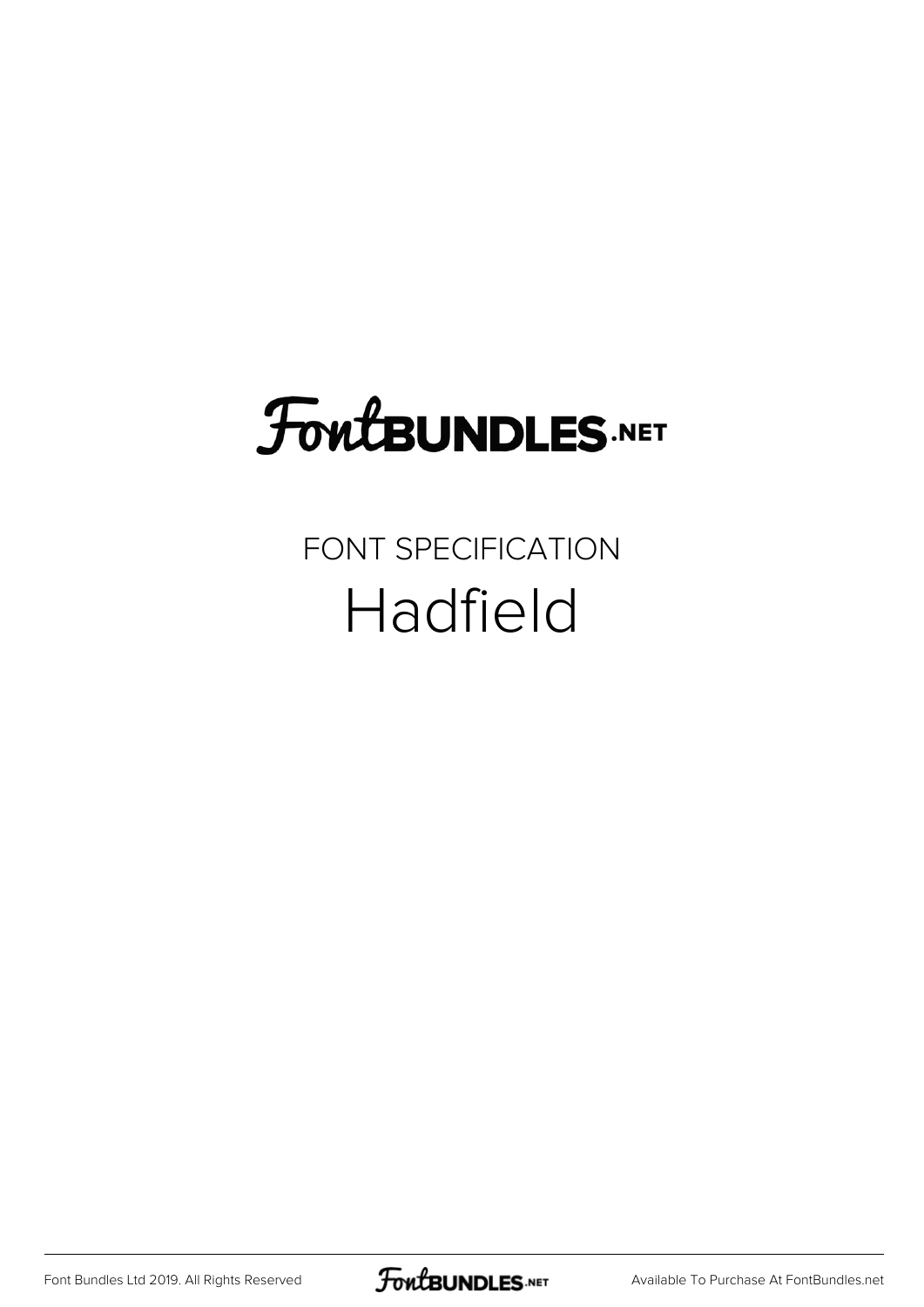FontBUNDLES.NET

FONT SPECIFICATION

# Hadfield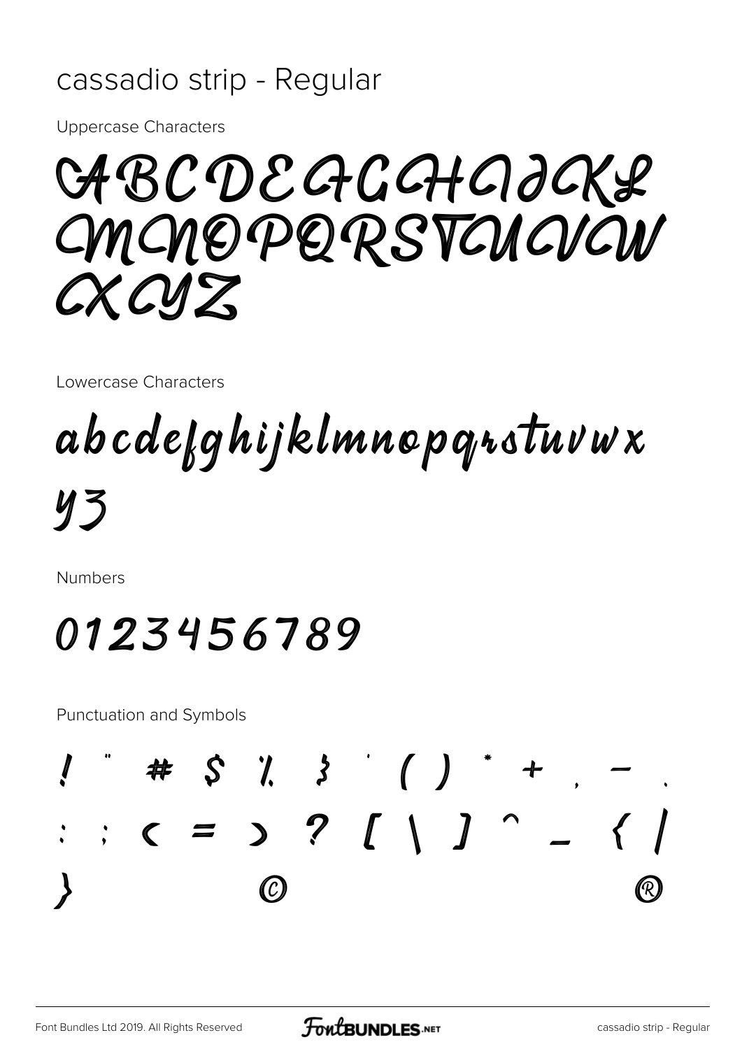# cassadio strip - Regular

Uppercase Characters

ABCDEFGHIJKL
MNOPQRSTUVW
XYZ

Lowercase Characters

abcdefghijklmnopqrstuvwx
yz

Numbers

0123456789

Punctuation and Symbols

! " # $ % & ' ( ) * + , - .
: ; < = > ? [ \ ] ^ _ { |
} © ®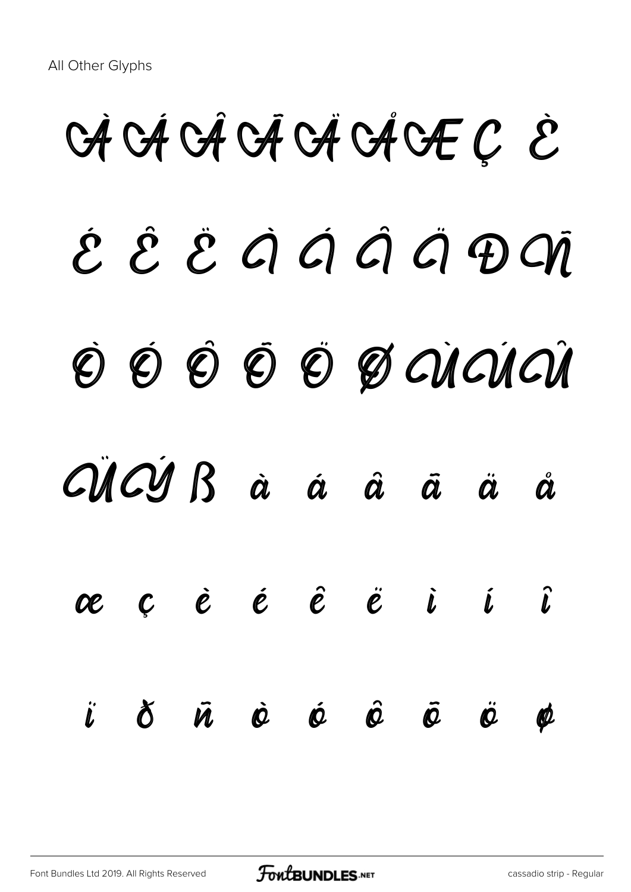All Other Glyphs

À Á Â Ã Ä Å Æ Ç È

É Ê Ë Ì Í Î Ï Đ Ñ

Ò Ó Ô Õ Ö Ø Ù Ú Û

Ü Ý ß à á â ã ä å

æ ç è é ê ë ì í î

ï ð ñ ò ó ô õ ö ø

Font Bundles Ltd 2019. All Rights Reserved

cassadio strip - Regular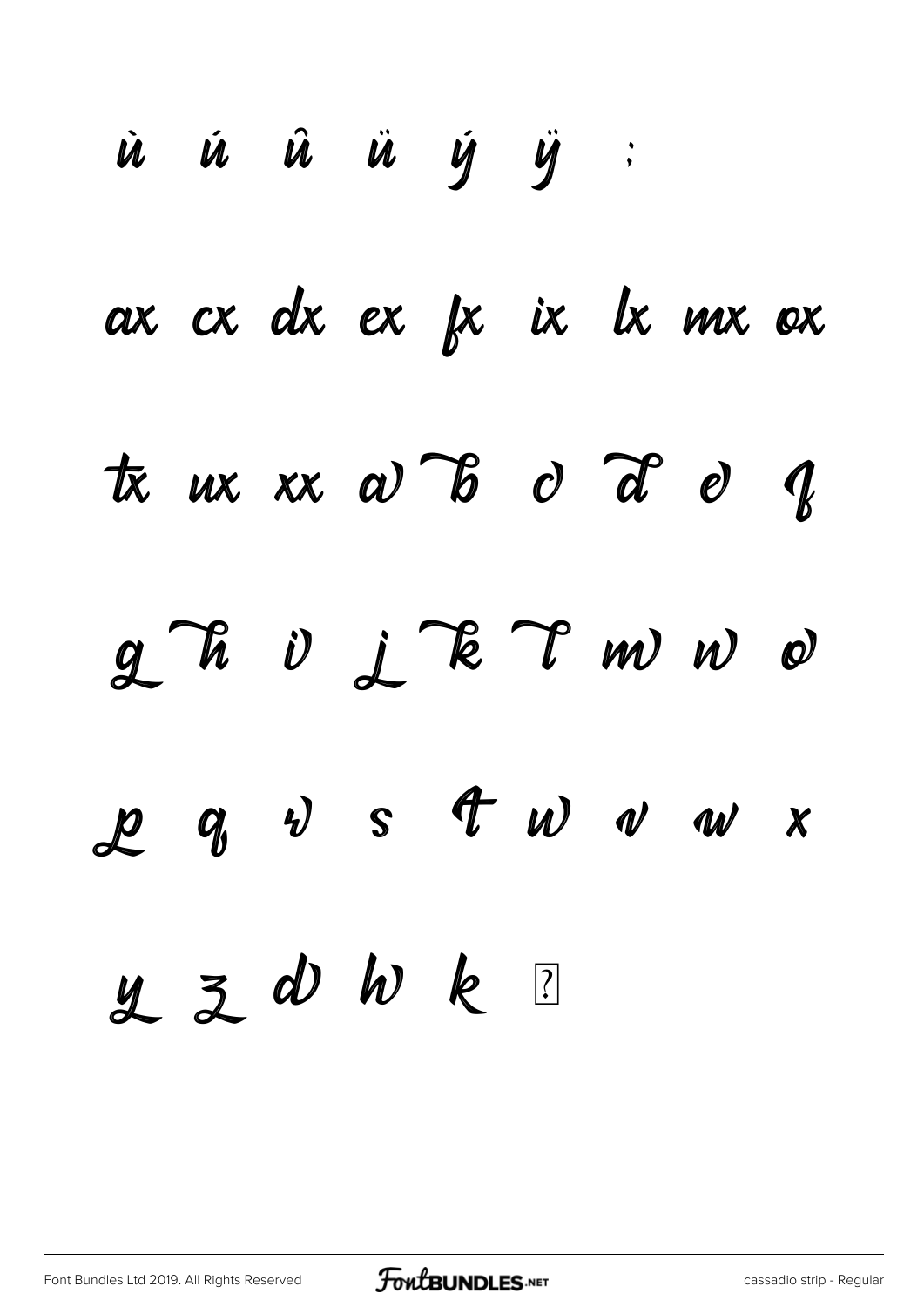ù ú û ü ý ÿ ;

ax cx dx ex fx ix lx mx ox

tx ux xx a b c d e f

g h i j k l m n o

p q r s t u v w x

y z d h k ?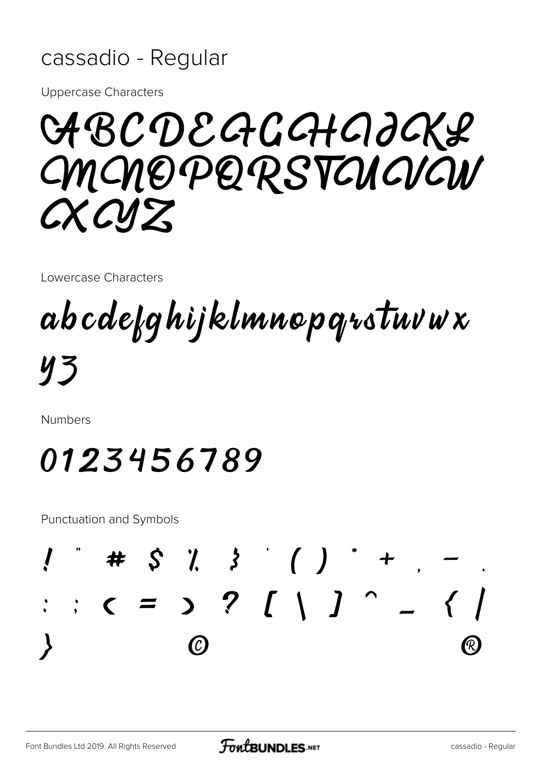# cassadio - Regular

Uppercase Characters

ABCDEFGHIJKL
MNOPQRSTUVW
XYZ

Lowercase Characters

abcdefghijklmnopqrstuvwx
yz

Numbers

0123456789

Punctuation and Symbols

! " # $ % & ' ( ) * + , - .
: ; < = > ? [ \ ] ^ _ { |
} © ®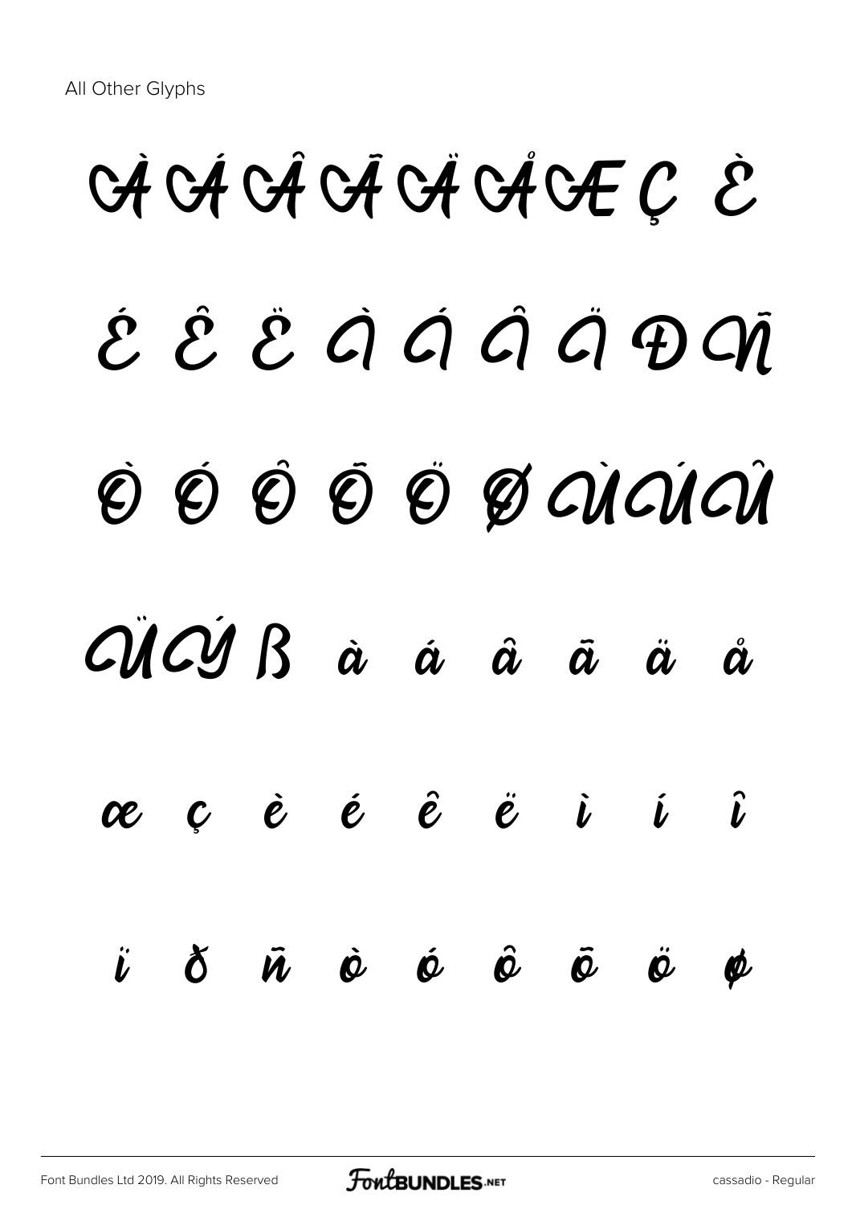All Other Glyphs

À Á Â Ã Ä Å Æ Ç È

É Ê Ë Ì Í Î Ï Ð Ñ

Ò Ó Ô Õ Ö Ø Ù Ú Û

Ü Ý ß à á â ã ä å

æ ç è é ê ë ì í î

ï ð ñ ò ó ô õ ö ø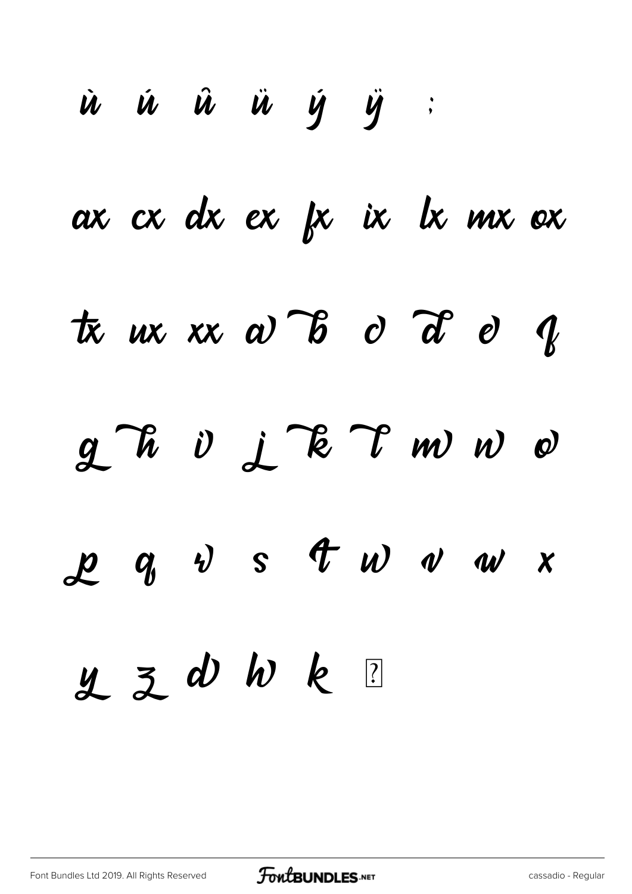ù ú û ü ý ÿ ;

ax cx dx ex fx ix lx mx ox

tx ux xx a b c d e f

g h i j k l m n o

p q r s t u v w x

y z d h k ?